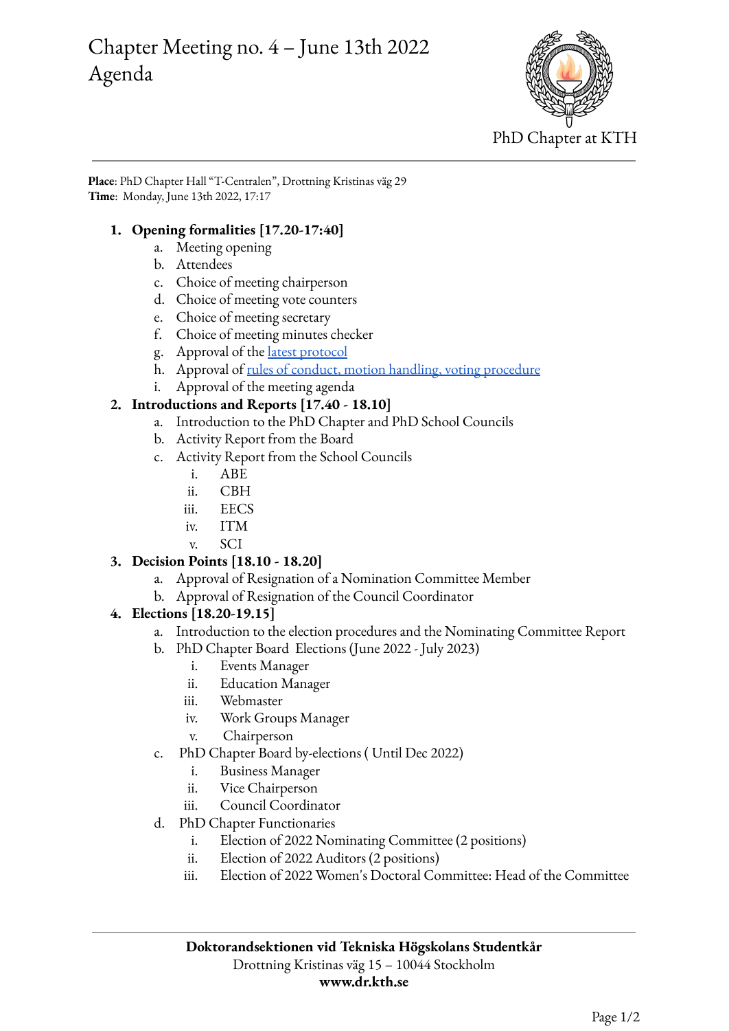# Chapter Meeting no. 4 – June 13th 2022
# Agenda

PhD Chapter at KTH

**Place**: PhD Chapter Hall "T-Centralen", Drottning Kristinas väg 29
**Time**: Monday, June 13th 2022, 17:17

1. **Opening formalities [17.20-17:40]**
    a. Meeting opening
    b. Attendees
    c. Choice of meeting chairperson
    d. Choice of meeting vote counters
    e. Choice of meeting secretary
    f. Choice of meeting minutes checker
    g. Approval of the latest protocol
    h. Approval of rules of conduct, motion handling, voting procedure
    i. Approval of the meeting agenda
2. **Introductions and Reports [17.40 - 18.10]**
    a. Introduction to the PhD Chapter and PhD School Councils
    b. Activity Report from the Board
    c. Activity Report from the School Councils
        i. ABE
        ii. CBH
        iii. EECS
        iv. ITM
        v. SCI
3. **Decision Points [18.10 - 18.20]**
    a. Approval of Resignation of a Nomination Committee Member
    b. Approval of Resignation of the Council Coordinator
4. **Elections [18.20-19.15]**
    a. Introduction to the election procedures and the Nominating Committee Report
    b. PhD Chapter Board Elections (June 2022 - July 2023)
        i. Events Manager
        ii. Education Manager
        iii. Webmaster
        iv. Work Groups Manager
        v. Chairperson
    c. PhD Chapter Board by-elections ( Until Dec 2022)
        i. Business Manager
        ii. Vice Chairperson
        iii. Council Coordinator
    d. PhD Chapter Functionaries
        i. Election of 2022 Nominating Committee (2 positions)
        ii. Election of 2022 Auditors (2 positions)
        iii. Election of 2022 Women's Doctoral Committee: Head of the Committee

**Doktorandsektionen vid Tekniska Högskolans Studentkår**
Drottning Kristinas väg 15 – 10044 Stockholm
**www.dr.kth.se**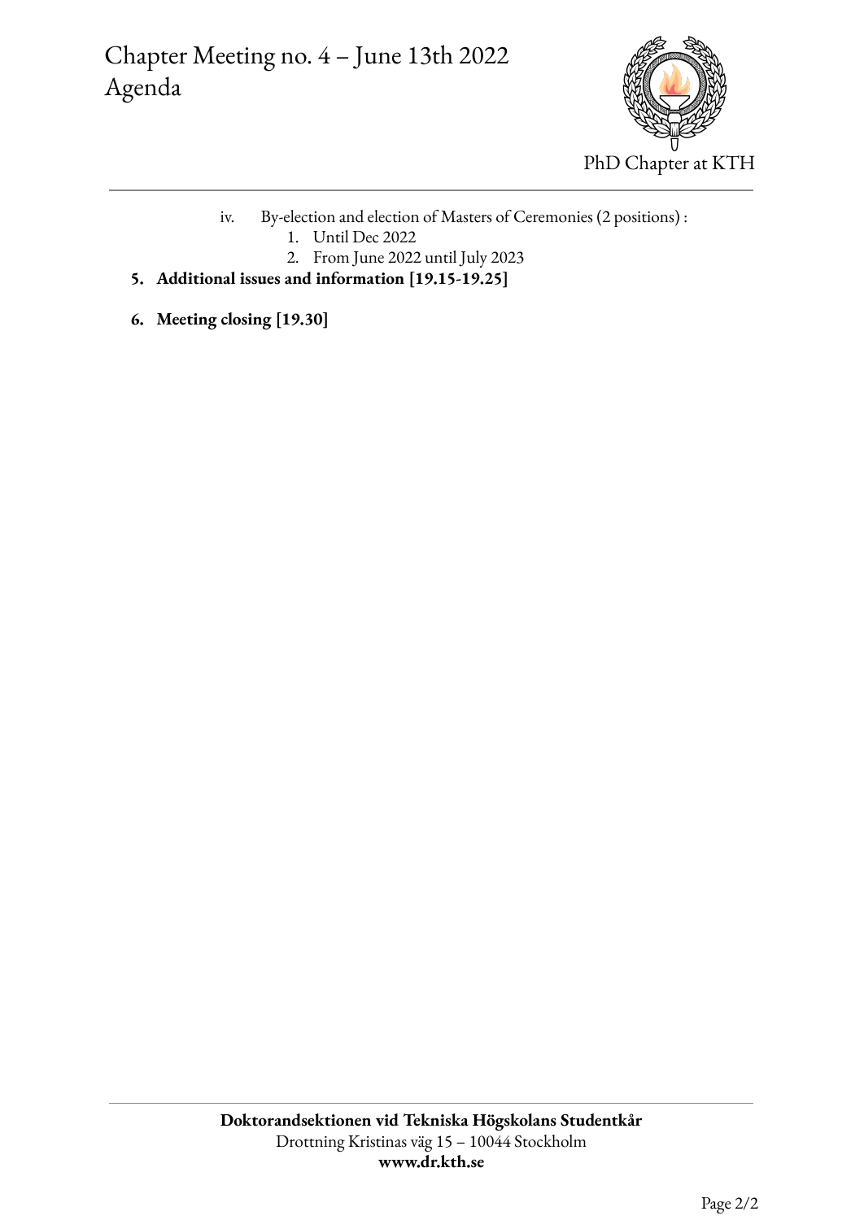iv. By-election and election of Masters of Ceremonies (2 positions) :
   1. Until Dec 2022
   2. From June 2022 until July 2023

**5. Additional issues and information [19.15-19.25]**

**6. Meeting closing [19.30]**